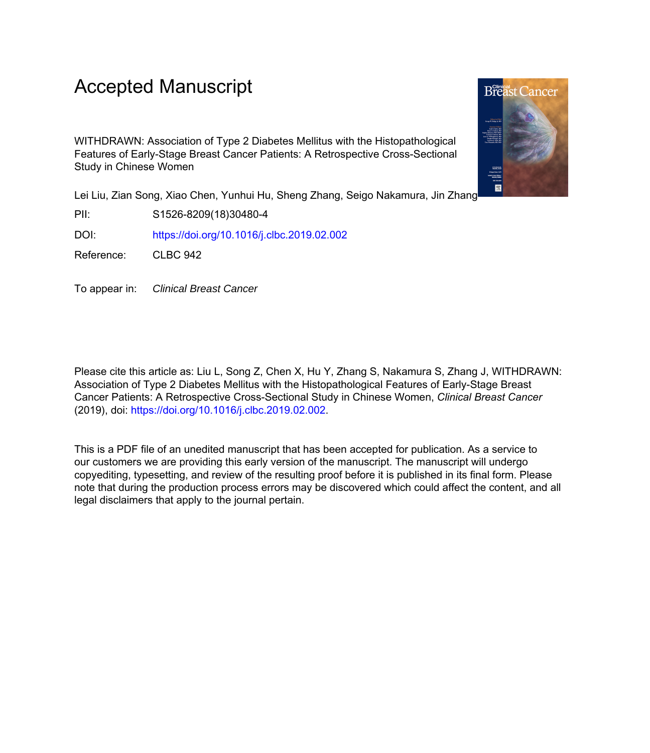# Accepted Manuscript

WITHDRAWN: Association of Type 2 Diabetes Mellitus with the Histopathological Features of Early-Stage Breast Cancer Patients: A Retrospective Cross-Sectional Study in Chinese Women

Lei Liu, Zian Song, Xiao Chen, Yunhui Hu, Sheng Zhang, Seigo Nakamura, Jin Zhang

PII: S1526-8209(18)30480-4

DOI: https://doi.org/10.1016/j.clbc.2019.02.002

Reference: CLBC 942

To appear in: *Clinical Breast Cancer*

Please cite this article as: Liu L, Song Z, Chen X, Hu Y, Zhang S, Nakamura S, Zhang J, WITHDRAWN: Association of Type 2 Diabetes Mellitus with the Histopathological Features of Early-Stage Breast Cancer Patients: A Retrospective Cross-Sectional Study in Chinese Women, *Clinical Breast Cancer* (2019), doi: https://doi.org/10.1016/j.clbc.2019.02.002.

This is a PDF file of an unedited manuscript that has been accepted for publication. As a service to our customers we are providing this early version of the manuscript. The manuscript will undergo copyediting, typesetting, and review of the resulting proof before it is published in its final form. Please note that during the production process errors may be discovered which could affect the content, and all legal disclaimers that apply to the journal pertain.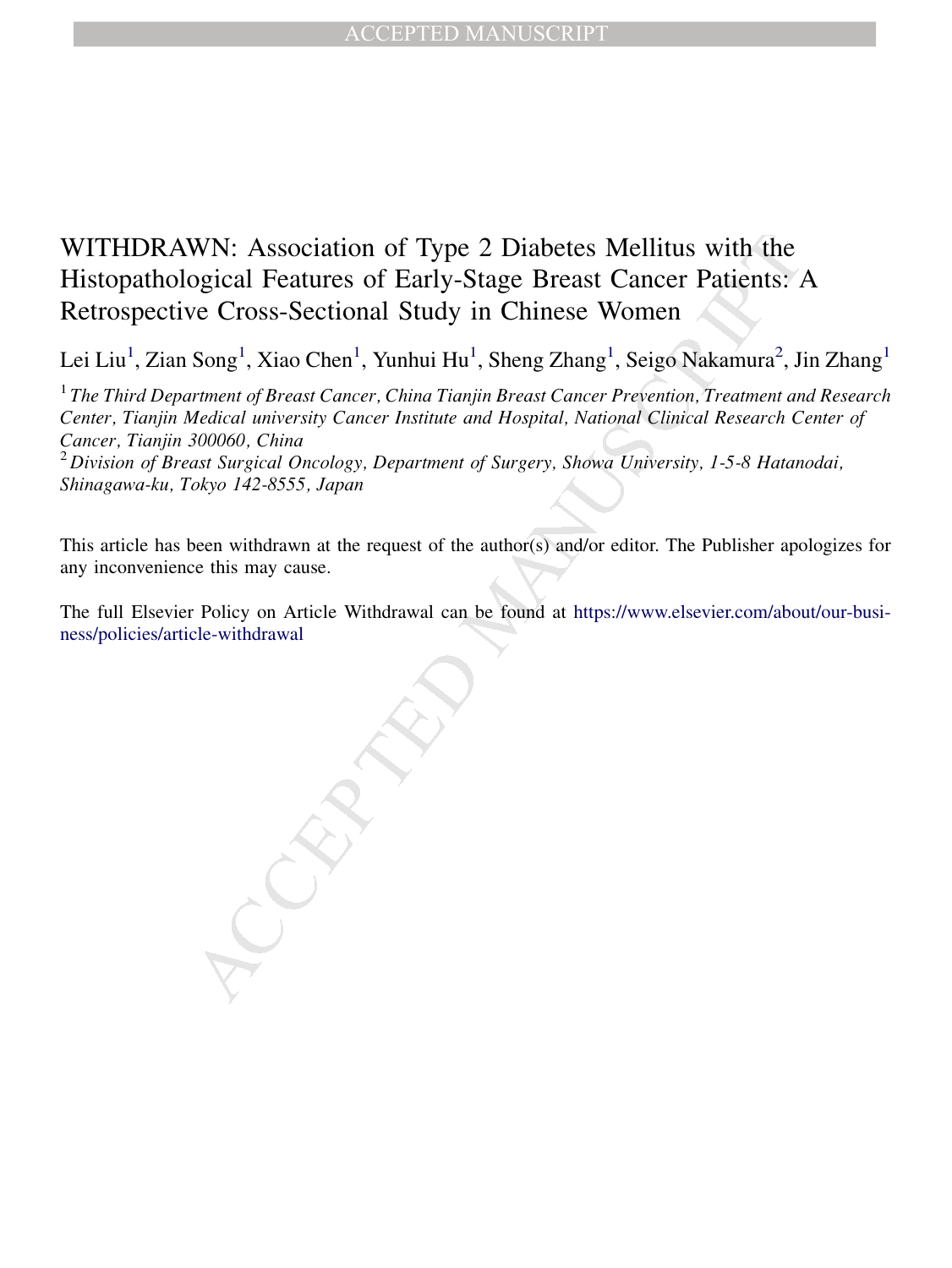# WITHDRAWN: Association of Type 2 Diabetes Mellitus with the Histopathological Features of Early-Stage Breast Cancer Patients: A Retrospective Cross-Sectional Study in Chinese Women

Lei Liu[1], Zian Song[1], Xiao Chen[1], Yunhui Hu[1], Sheng Zhang[1], Seigo Nakamura[2], Jin Zhang[1]

[1] *The Third Department of Breast Cancer, China Tianjin Breast Cancer Prevention, Treatment and Research Center, Tianjin Medical university Cancer Institute and Hospital, National Clinical Research Center of Cancer, Tianjin 300060, China*

[2] *Division of Breast Surgical Oncology, Department of Surgery, Showa University, 1-5-8 Hatanodai, Shinagawa-ku, Tokyo 142-8555, Japan*

This article has been withdrawn at the request of the author(s) and/or editor. The Publisher apologizes for any inconvenience this may cause.

The full Elsevier Policy on Article Withdrawal can be found at https://www.elsevier.com/about/our-business/policies/article-withdrawal